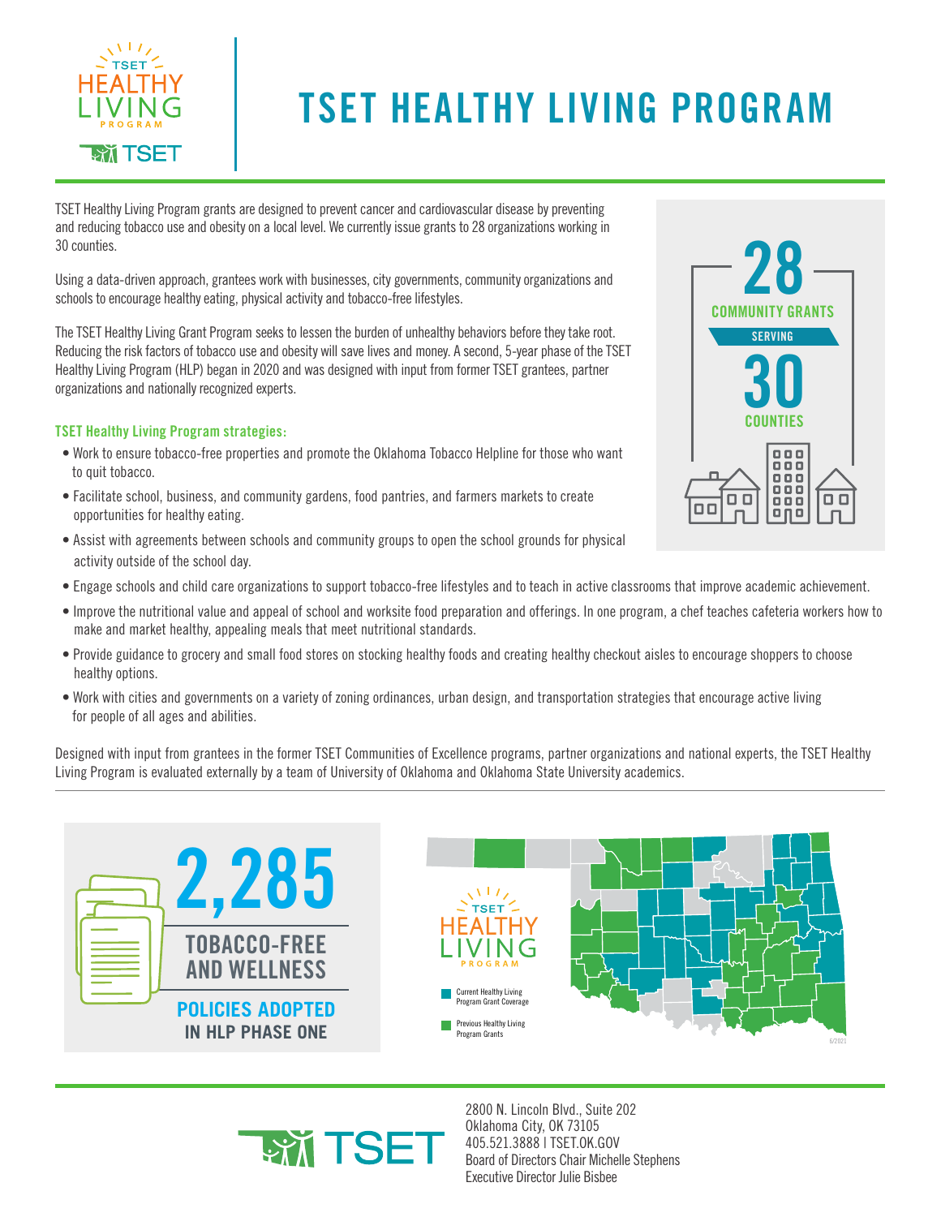# TSET HEALTHY LIVING PROGRAM

TSET Healthy Living Program grants are designed to prevent cancer and cardiovascular disease by preventing and reducing tobacco use and obesity on a local level. We currently issue grants to 28 organizations working in 30 counties.

Using a data-driven approach, grantees work with businesses, city governments, community organizations and schools to encourage healthy eating, physical activity and tobacco-free lifestyles.

The TSET Healthy Living Grant Program seeks to lessen the burden of unhealthy behaviors before they take root. Reducing the risk factors of tobacco use and obesity will save lives and money. A second, 5-year phase of the TSET Healthy Living Program (HLP) began in 2020 and was designed with input from former TSET grantees, partner organizations and nationally recognized experts.

**28** COMMUNITY GRANTS SERVING **30** COUNTIES

### TSET Healthy Living Program strategies:

- Work to ensure tobacco-free properties and promote the Oklahoma Tobacco Helpline for those who want to quit tobacco.
- Facilitate school, business, and community gardens, food pantries, and farmers markets to create opportunities for healthy eating.
- Assist with agreements between schools and community groups to open the school grounds for physical activity outside of the school day.
- Engage schools and child care organizations to support tobacco-free lifestyles and to teach in active classrooms that improve academic achievement.
- Improve the nutritional value and appeal of school and worksite food preparation and offerings. In one program, a chef teaches cafeteria workers how to make and market healthy, appealing meals that meet nutritional standards.
- Provide guidance to grocery and small food stores on stocking healthy foods and creating healthy checkout aisles to encourage shoppers to choose healthy options.
- Work with cities and governments on a variety of zoning ordinances, urban design, and transportation strategies that encourage active living for people of all ages and abilities.

Designed with input from grantees in the former TSET Communities of Excellence programs, partner organizations and national experts, the TSET Healthy Living Program is evaluated externally by a team of University of Oklahoma and Oklahoma State University academics.

**2,285** TOBACCO-FREE AND WELLNESS POLICIES ADOPTED IN HLP PHASE ONE

TSET HEALTHY LIVING PROGRAM

- Current Healthy Living Program Grant Coverage
- Previous Healthy Living Program Grants

6/2021

2800 N. Lincoln Blvd., Suite 202
Oklahoma City, OK 73105
405.521.3888 | TSET.OK.GOV
Board of Directors Chair Michelle Stephens
Executive Director Julie Bisbee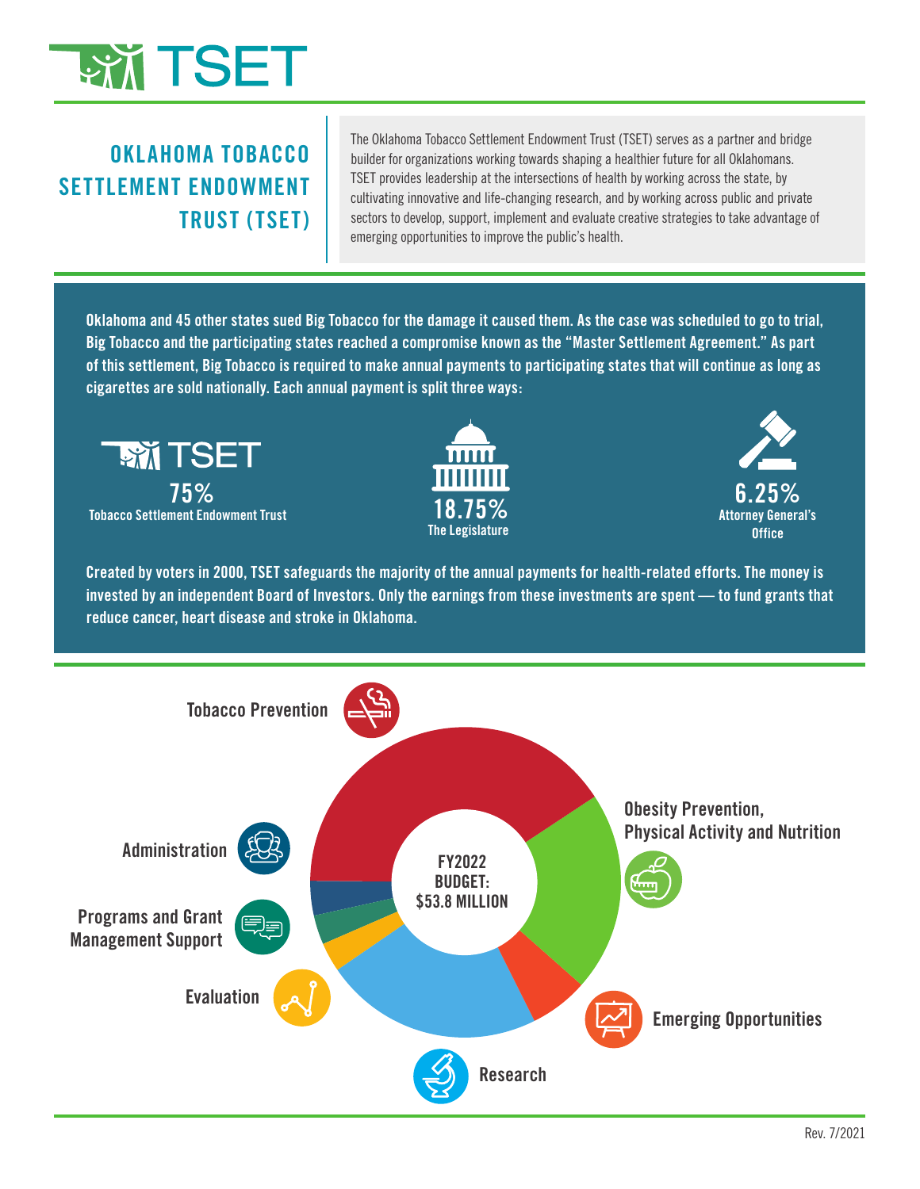# TSET

## OKLAHOMA TOBACCO SETTLEMENT ENDOWMENT TRUST (TSET)

The Oklahoma Tobacco Settlement Endowment Trust (TSET) serves as a partner and bridge builder for organizations working towards shaping a healthier future for all Oklahomans. TSET provides leadership at the intersections of health by working across the state, by cultivating innovative and life-changing research, and by working across public and private sectors to develop, support, implement and evaluate creative strategies to take advantage of emerging opportunities to improve the public's health.

**Oklahoma and 45 other states sued Big Tobacco for the damage it caused them. As the case was scheduled to go to trial, Big Tobacco and the participating states reached a compromise known as the "Master Settlement Agreement." As part of this settlement, Big Tobacco is required to make annual payments to participating states that will continue as long as cigarettes are sold nationally. Each annual payment is split three ways:**

TSET
**75%**
Tobacco Settlement Endowment Trust

**18.75%**
The Legislature

**6.25%**
Attorney General's Office

**Created by voters in 2000, TSET safeguards the majority of the annual payments for health-related efforts. The money is invested by an independent Board of Investors. Only the earnings from these investments are spent — to fund grants that reduce cancer, heart disease and stroke in Oklahoma.**

FY2022 BUDGET: $53.8 MILLION

Tobacco Prevention

Obesity Prevention, Physical Activity and Nutrition

Emerging Opportunities

Research

Evaluation

Programs and Grant Management Support

Administration

Rev. 7/2021